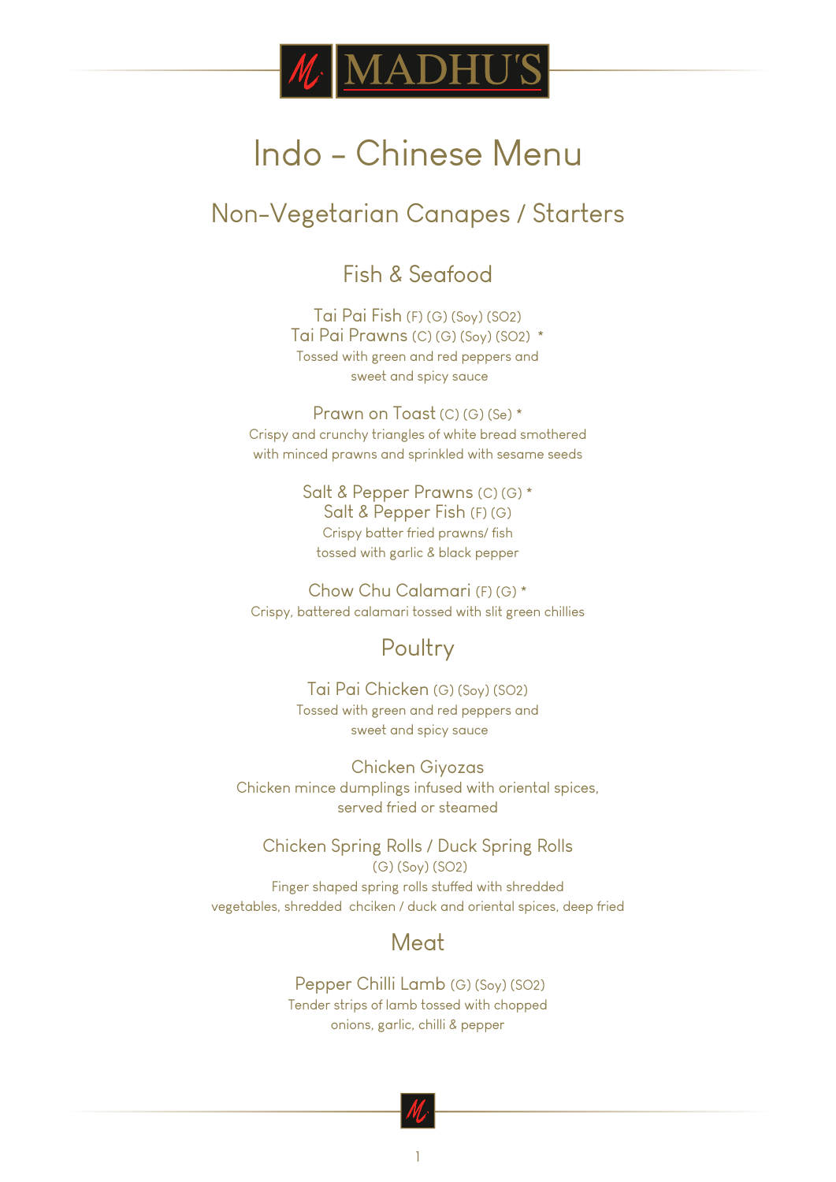MADHU'S

# Indo – Chinese Menu

## Non-Vegetarian Canapes / Starters

### Fish & Seafood

Tai Pai Fish (F) (G) (Soy) (SO2)
Tai Pai Prawns (C) (G) (Soy) (SO2) *
Tossed with green and red peppers and sweet and spicy sauce

Prawn on Toast (C) (G) (Se) *
Crispy and crunchy triangles of white bread smothered with minced prawns and sprinkled with sesame seeds

Salt & Pepper Prawns (C) (G) *
Salt & Pepper Fish (F) (G)
Crispy batter fried prawns/ fish tossed with garlic & black pepper

Chow Chu Calamari (F) (G) *
Crispy, battered calamari tossed with slit green chillies

### Poultry

Tai Pai Chicken (G) (Soy) (SO2)
Tossed with green and red peppers and sweet and spicy sauce

Chicken Giyozas
Chicken mince dumplings infused with oriental spices, served fried or steamed

Chicken Spring Rolls / Duck Spring Rolls
(G) (Soy) (SO2)
Finger shaped spring rolls stuffed with shredded vegetables, shredded chciken / duck and oriental spices, deep fried

### Meat

Pepper Chilli Lamb (G) (Soy) (SO2)
Tender strips of lamb tossed with chopped onions, garlic, chilli & pepper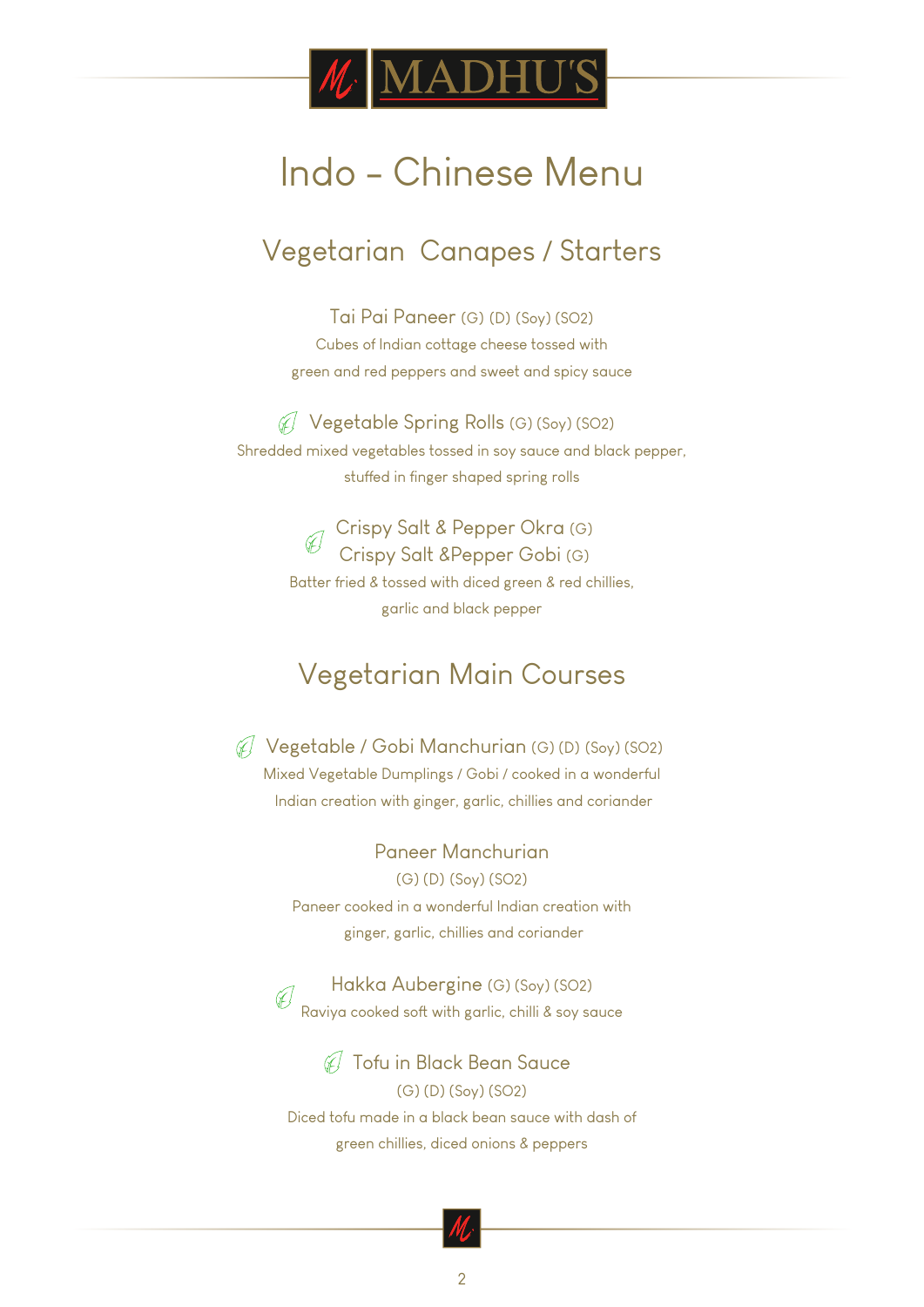MADHU'S

# Indo – Chinese Menu

## Vegetarian Canapes / Starters

### Tai Pai Paneer (G) (D) (Soy) (SO2)

Cubes of Indian cottage cheese tossed with
green and red peppers and sweet and spicy sauce

### Vegetable Spring Rolls (G) (Soy) (SO2)

Shredded mixed vegetables tossed in soy sauce and black pepper,
stuffed in finger shaped spring rolls

### Crispy Salt & Pepper Okra (G)
### Crispy Salt &Pepper Gobi (G)

Batter fried & tossed with diced green & red chillies,
garlic and black pepper

## Vegetarian Main Courses

### Vegetable / Gobi Manchurian (G) (D) (Soy) (SO2)

Mixed Vegetable Dumplings / Gobi / cooked in a wonderful
Indian creation with ginger, garlic, chillies and coriander

### Paneer Manchurian

(G) (D) (Soy) (SO2)

Paneer cooked in a wonderful Indian creation with
ginger, garlic, chillies and coriander

### Hakka Aubergine (G) (Soy) (SO2)

Raviya cooked soft with garlic, chilli & soy sauce

### Tofu in Black Bean Sauce

(G) (D) (Soy) (SO2)

Diced tofu made in a black bean sauce with dash of
green chillies, diced onions & peppers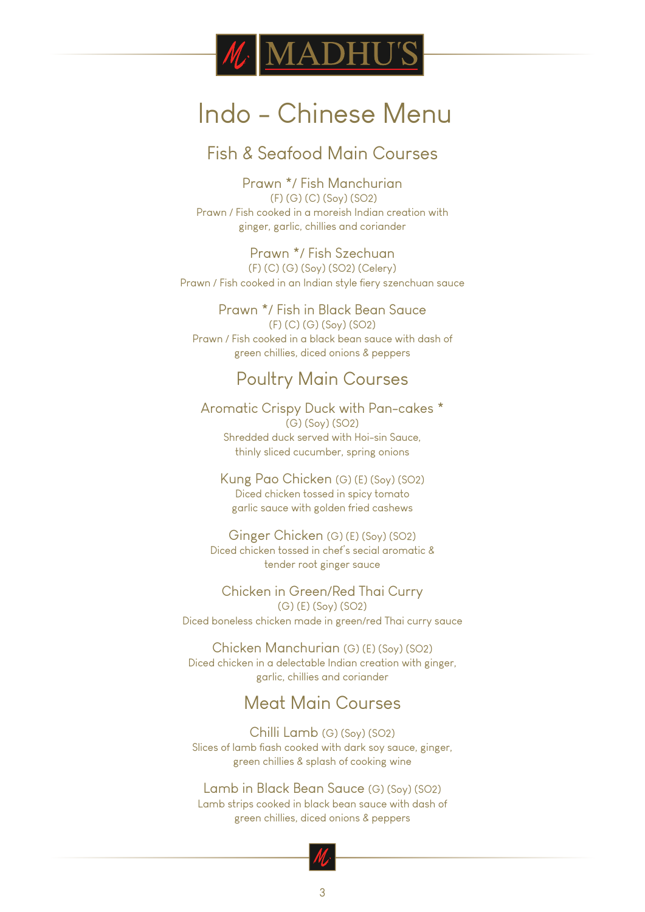# MADHU'S

# Indo - Chinese Menu

## Fish & Seafood Main Courses

### Prawn */ Fish Manchurian

(F) (G) (C) (Soy) (SO2)

Prawn / Fish cooked in a moreish Indian creation with ginger, garlic, chillies and coriander

### Prawn */ Fish Szechuan

(F) (C) (G) (Soy) (SO2) (Celery)

Prawn / Fish cooked in an Indian style fiery szenchuan sauce

### Prawn */ Fish in Black Bean Sauce

(F) (C) (G) (Soy) (SO2)

Prawn / Fish cooked in a black bean sauce with dash of green chillies, diced onions & peppers

## Poultry Main Courses

### Aromatic Crispy Duck with Pan-cakes *

(G) (Soy) (SO2)

Shredded duck served with Hoi-sin Sauce, thinly sliced cucumber, spring onions

### Kung Pao Chicken (G) (E) (Soy) (SO2)

Diced chicken tossed in spicy tomato garlic sauce with golden fried cashews

### Ginger Chicken (G) (E) (Soy) (SO2)

Diced chicken tossed in chef's secial aromatic & tender root ginger sauce

### Chicken in Green/Red Thai Curry

(G) (E) (Soy) (SO2)

Diced boneless chicken made in green/red Thai curry sauce

### Chicken Manchurian (G) (E) (Soy) (SO2)

Diced chicken in a delectable Indian creation with ginger, garlic, chillies and coriander

## Meat Main Courses

### Chilli Lamb (G) (Soy) (SO2)

Slices of lamb fiash cooked with dark soy sauce, ginger, green chillies & splash of cooking wine

### Lamb in Black Bean Sauce (G) (Soy) (SO2)

Lamb strips cooked in black bean sauce with dash of green chillies, diced onions & peppers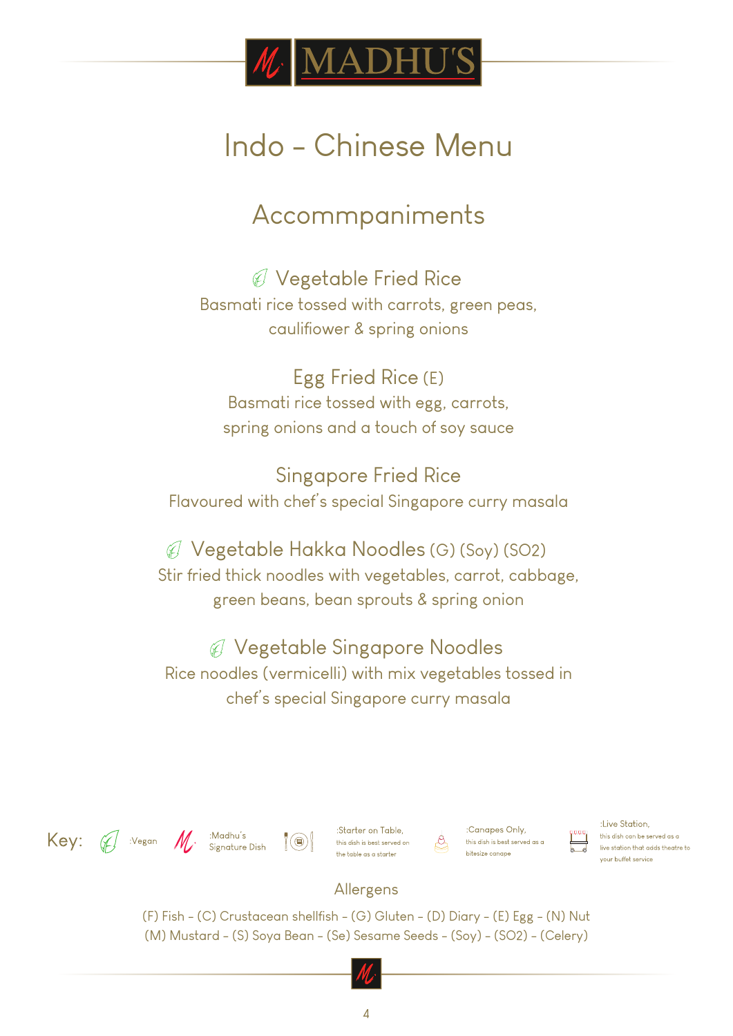# MADHU'S

# Indo - Chinese Menu

## Accommmpaniments

### Vegetable Fried Rice

Basmati rice tossed with carrots, green peas, cauliflower & spring onions

### Egg Fried Rice (E)

Basmati rice tossed with egg, carrots, spring onions and a touch of soy sauce

### Singapore Fried Rice

Flavoured with chef's special Singapore curry masala

### Vegetable Hakka Noodles (G) (Soy) (SO2)

Stir fried thick noodles with vegetables, carrot, cabbage, green beans, bean sprouts & spring onion

### Vegetable Singapore Noodles

Rice noodles (vermicelli) with mix vegetables tossed in chef's special Singapore curry masala

Key: :Vegan :Madhu's Signature Dish :Starter on Table, this dish is best served on the table as a starter :Canapes Only, this dish is best served as a bitesize canape :Live Station, this dish can be served as a live station that adds theatre to your buffet service

Allergens

(F) Fish - (C) Crustacean shellfish - (G) Gluten - (D) Diary - (E) Egg - (N) Nut
(M) Mustard - (S) Soya Bean - (Se) Sesame Seeds - (Soy) - (SO2) - (Celery)